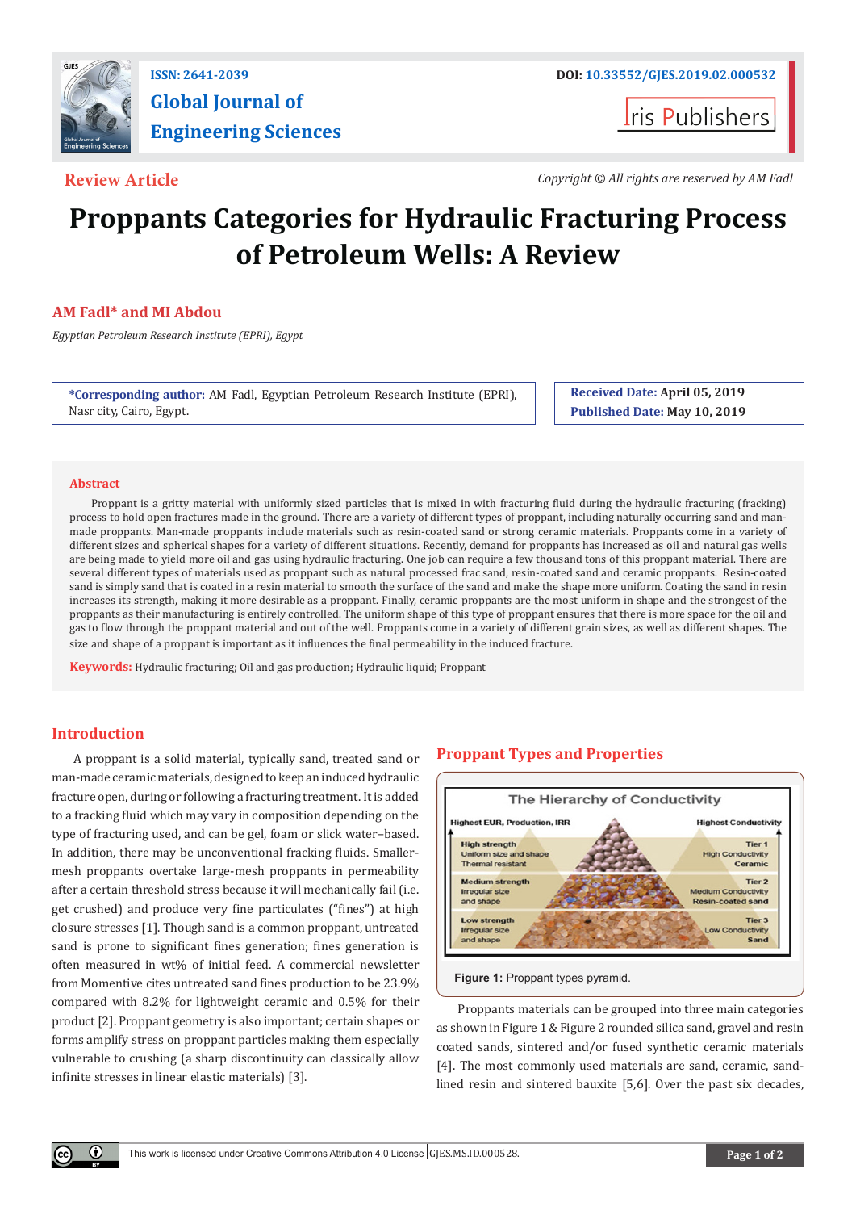ISSN: 2641-2039

DOI: 10.33552/GJES.2019.02.000532

**Global Journal of Engineering Sciences**

Iris Publishers

**Review Article**

*Copyright © All rights are reserved by AM Fadl*

# Proppants Categories for Hydraulic Fracturing Process of Petroleum Wells: A Review

**AM Fadl\* and MI Abdou**

*Egyptian Petroleum Research Institute (EPRI), Egypt*

**\*Corresponding author:** AM Fadl, Egyptian Petroleum Research Institute (EPRI), Nasr city, Cairo, Egypt.

**Received Date:** April 05, 2019

**Published Date:** May 10, 2019

## Abstract

Proppant is a gritty material with uniformly sized particles that is mixed in with fracturing fluid during the hydraulic fracturing (fracking) process to hold open fractures made in the ground. There are a variety of different types of proppant, including naturally occurring sand and man-made proppants. Man-made proppants include materials such as resin-coated sand or strong ceramic materials. Proppants come in a variety of different sizes and spherical shapes for a variety of different situations. Recently, demand for proppants has increased as oil and natural gas wells are being made to yield more oil and gas using hydraulic fracturing. One job can require a few thousand tons of this proppant material. There are several different types of materials used as proppant such as natural processed frac sand, resin-coated sand and ceramic proppants. Resin-coated sand is simply sand that is coated in a resin material to smooth the surface of the sand and make the shape more uniform. Coating the sand in resin increases its strength, making it more desirable as a proppant. Finally, ceramic proppants are the most uniform in shape and the strongest of the proppants as their manufacturing is entirely controlled. The uniform shape of this type of proppant ensures that there is more space for the oil and gas to flow through the proppant material and out of the well. Proppants come in a variety of different grain sizes, as well as different shapes. The size and shape of a proppant is important as it influences the final permeability in the induced fracture.

**Keywords:** Hydraulic fracturing; Oil and gas production; Hydraulic liquid; Proppant

## Introduction

A proppant is a solid material, typically sand, treated sand or man-made ceramic materials, designed to keep an induced hydraulic fracture open, during or following a fracturing treatment. It is added to a fracking fluid which may vary in composition depending on the type of fracturing used, and can be gel, foam or slick water–based. In addition, there may be unconventional fracking fluids. Smaller-mesh proppants overtake large-mesh proppants in permeability after a certain threshold stress because it will mechanically fail (i.e. get crushed) and produce very fine particulates ("fines") at high closure stresses [1]. Though sand is a common proppant, untreated sand is prone to significant fines generation; fines generation is often measured in wt% of initial feed. A commercial newsletter from Momentive cites untreated sand fines production to be 23.9% compared with 8.2% for lightweight ceramic and 0.5% for their product [2]. Proppant geometry is also important; certain shapes or forms amplify stress on proppant particles making them especially vulnerable to crushing (a sharp discontinuity can classically allow infinite stresses in linear elastic materials) [3].

## Proppant Types and Properties

**Figure 1:** Proppant types pyramid.

Proppants materials can be grouped into three main categories as shown in Figure 1 & Figure 2 rounded silica sand, gravel and resin coated sands, sintered and/or fused synthetic ceramic materials [4]. The most commonly used materials are sand, ceramic, sand-lined resin and sintered bauxite [5,6]. Over the past six decades,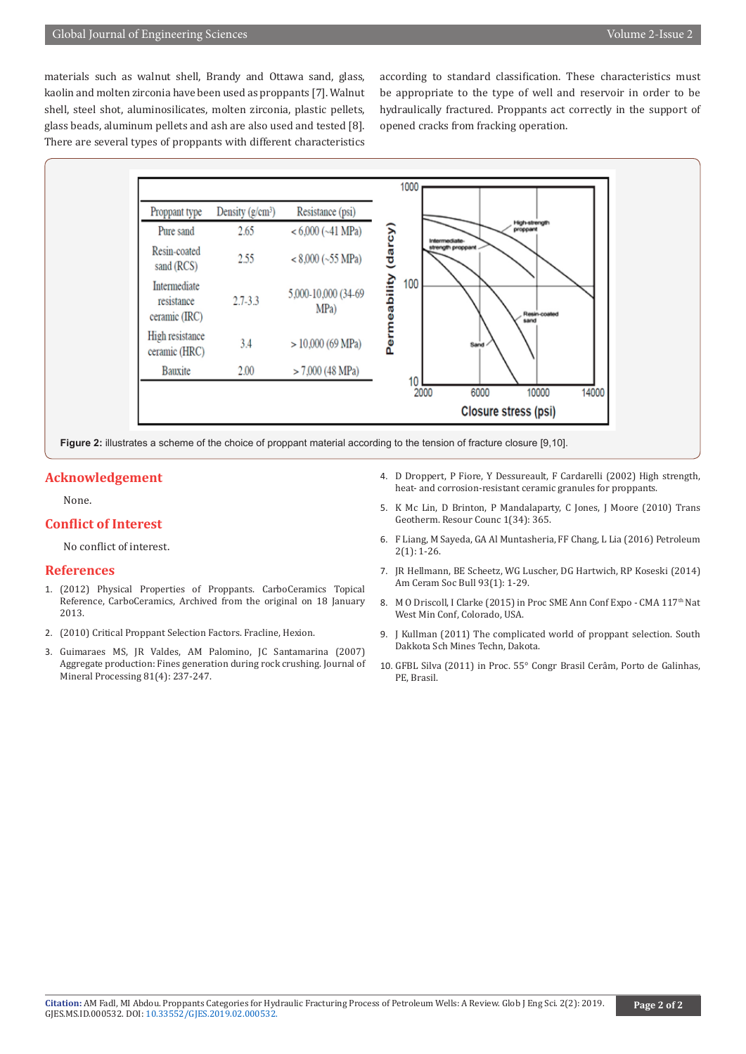materials such as walnut shell, Brandy and Ottawa sand, glass, kaolin and molten zirconia have been used as proppants [7]. Walnut shell, steel shot, aluminosilicates, molten zirconia, plastic pellets, glass beads, aluminum pellets and ash are also used and tested [8]. There are several types of proppants with different characteristics according to standard classification. These characteristics must be appropriate to the type of well and reservoir in order to be hydraulically fractured. Proppants act correctly in the support of opened cracks from fracking operation.

| Proppant type | Density (g/cm³) | Resistance (psi) |
|---|---|---|
| Pure sand | 2.65 | < 6,000 (~41 MPa) |
| Resin-coated sand (RCS) | 2.55 | < 8,000 (~55 MPa) |
| Intermediate resistance ceramic (IRC) | 2.7-3.3 | 5,000-10,000 (34-69 MPa) |
| High resistance ceramic (HRC) | 3.4 | > 10,000 (69 MPa) |
| Bauxite | 2.00 | > 7,000 (48 MPa) |

Permeability (darcy)
1000
100
10
2000
6000
10000
14000
Closure stress (psi)
High-strength proppant
Intermediate-strength proppant
Resin-coated sand
Sand

**Figure 2:** illustrates a scheme of the choice of proppant material according to the tension of fracture closure [9,10].

## Acknowledgement

None.

## Conflict of Interest

No conflict of interest.

## References

1. (2012) Physical Properties of Proppants. CarboCeramics Topical Reference, CarboCeramics, Archived from the original on 18 January 2013.
2. (2010) Critical Proppant Selection Factors. Fracline, Hexion.
3. Guimaraes MS, JR Valdes, AM Palomino, JC Santamarina (2007) Aggregate production: Fines generation during rock crushing. Journal of Mineral Processing 81(4): 237-247.
4. D Droppert, P Fiore, Y Dessureault, F Cardarelli (2002) High strength, heat- and corrosion-resistant ceramic granules for proppants.
5. K Mc Lin, D Brinton, P Mandalaparty, C Jones, J Moore (2010) Trans Geotherm. Resour Counc 1(34): 365.
6. F Liang, M Sayeda, GA Al Muntasheria, FF Chang, L Lia (2016) Petroleum 2(1): 1-26.
7. JR Hellmann, BE Scheetz, WG Luscher, DG Hartwich, RP Koseski (2014) Am Ceram Soc Bull 93(1): 1-29.
8. M O Driscoll, I Clarke (2015) in Proc SME Ann Conf Expo - CMA 117th Nat West Min Conf, Colorado, USA.
9. J Kullman (2011) The complicated world of proppant selection. South Dakkota Sch Mines Techn, Dakota.
10. GFBL Silva (2011) in Proc. 55° Congr Brasil Cerâm, Porto de Galinhas, PE, Brasil.

**Citation:** AM Fadl, MI Abdou. Proppants Categories for Hydraulic Fracturing Process of Petroleum Wells: A Review. Glob J Eng Sci. 2(2): 2019. GJES.MS.ID.000532. DOI: 10.33552/GJES.2019.02.000532.